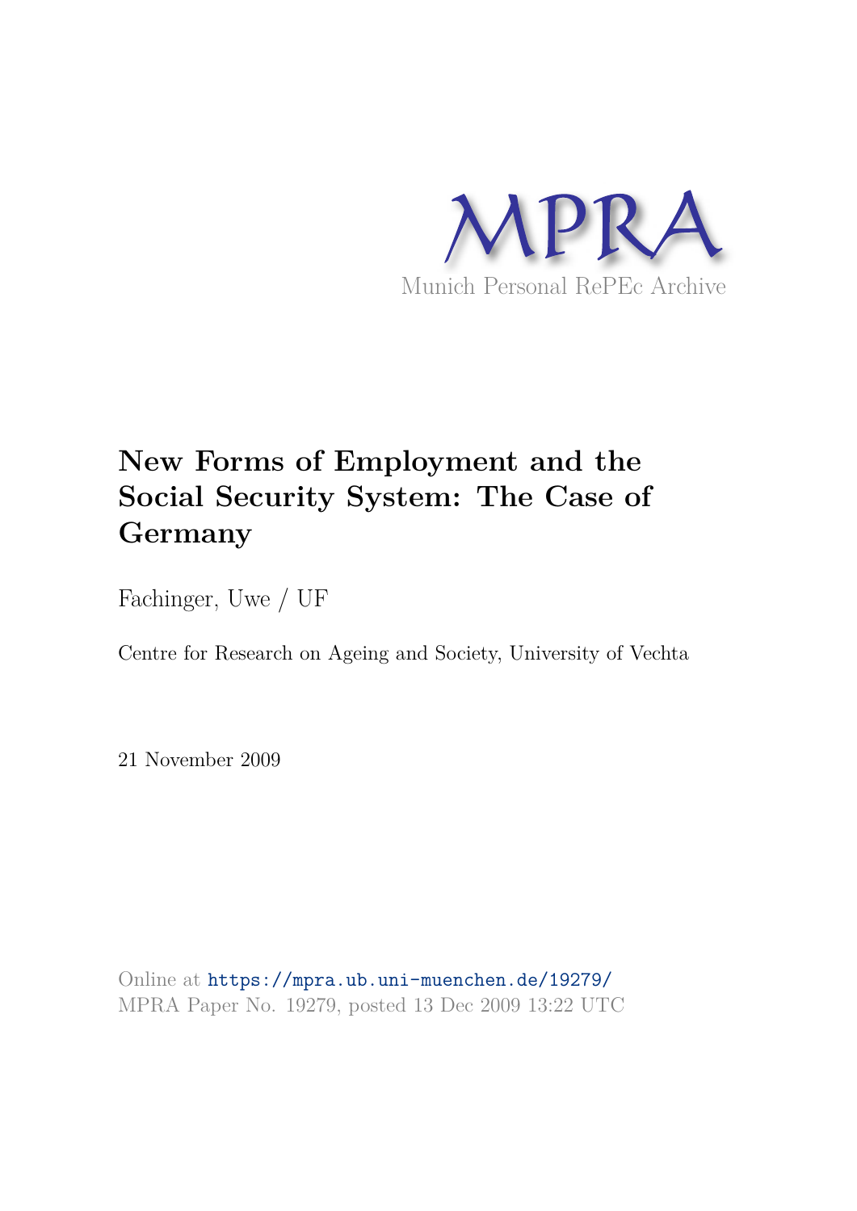MPRA

Munich Personal RePEc Archive

# New Forms of Employment and the Social Security System: The Case of Germany

Fachinger, Uwe / UF

Centre for Research on Ageing and Society, University of Vechta

21 November 2009

Online at https://mpra.ub.uni-muenchen.de/19279/
MPRA Paper No. 19279, posted 13 Dec 2009 13:22 UTC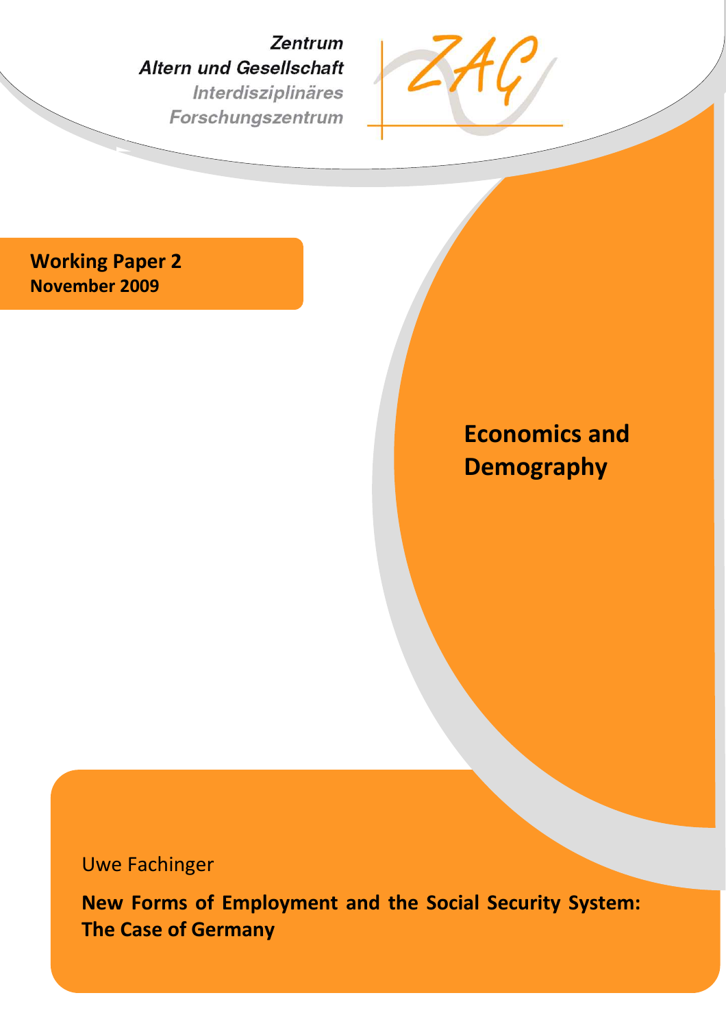Zentrum
Altern und Gesellschaft
Interdisziplinäres
Forschungszentrum

**Working Paper 2**
**November 2009**

# Economics and Demography

Uwe Fachinger

**New Forms of Employment and the Social Security System: The Case of Germany**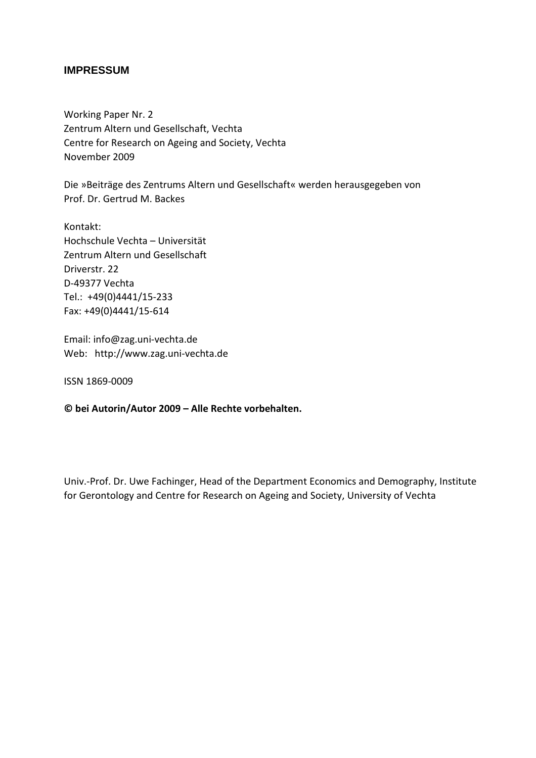## IMPRESSUM

Working Paper Nr. 2
Zentrum Altern und Gesellschaft, Vechta
Centre for Research on Ageing and Society, Vechta
November 2009

Die »Beiträge des Zentrums Altern und Gesellschaft« werden herausgegeben von
Prof. Dr. Gertrud M. Backes

Kontakt:
Hochschule Vechta – Universität
Zentrum Altern und Gesellschaft
Driverstr. 22
D-49377 Vechta
Tel.: +49(0)4441/15-233
Fax: +49(0)4441/15-614

Email: info@zag.uni-vechta.de
Web: http://www.zag.uni-vechta.de

ISSN 1869-0009

**© bei Autorin/Autor 2009 – Alle Rechte vorbehalten.**

Univ.-Prof. Dr. Uwe Fachinger, Head of the Department Economics and Demography, Institute for Gerontology and Centre for Research on Ageing and Society, University of Vechta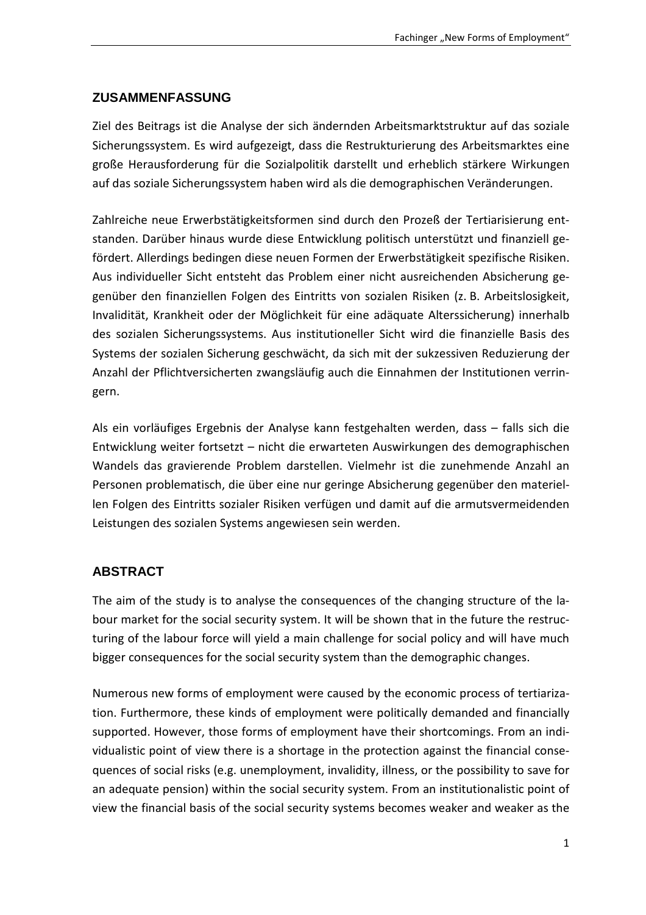## ZUSAMMENFASSUNG

Ziel des Beitrags ist die Analyse der sich ändernden Arbeitsmarktstruktur auf das soziale Sicherungssystem. Es wird aufgezeigt, dass die Restrukturierung des Arbeitsmarktes eine große Herausforderung für die Sozialpolitik darstellt und erheblich stärkere Wirkungen auf das soziale Sicherungssystem haben wird als die demographischen Veränderungen.

Zahlreiche neue Erwerbstätigkeitsformen sind durch den Prozeß der Tertiarisierung entstanden. Darüber hinaus wurde diese Entwicklung politisch unterstützt und finanziell gefördert. Allerdings bedingen diese neuen Formen der Erwerbstätigkeit spezifische Risiken. Aus individueller Sicht entsteht das Problem einer nicht ausreichenden Absicherung gegenüber den finanziellen Folgen des Eintritts von sozialen Risiken (z. B. Arbeitslosigkeit, Invalidität, Krankheit oder der Möglichkeit für eine adäquate Alterssicherung) innerhalb des sozialen Sicherungssystems. Aus institutioneller Sicht wird die finanzielle Basis des Systems der sozialen Sicherung geschwächt, da sich mit der sukzessiven Reduzierung der Anzahl der Pflichtversicherten zwangsläufig auch die Einnahmen der Institutionen verringern.

Als ein vorläufiges Ergebnis der Analyse kann festgehalten werden, dass – falls sich die Entwicklung weiter fortsetzt – nicht die erwarteten Auswirkungen des demographischen Wandels das gravierende Problem darstellen. Vielmehr ist die zunehmende Anzahl an Personen problematisch, die über eine nur geringe Absicherung gegenüber den materiellen Folgen des Eintritts sozialer Risiken verfügen und damit auf die armutsvermeidenden Leistungen des sozialen Systems angewiesen sein werden.

## ABSTRACT

The aim of the study is to analyse the consequences of the changing structure of the labour market for the social security system. It will be shown that in the future the restructuring of the labour force will yield a main challenge for social policy and will have much bigger consequences for the social security system than the demographic changes.

Numerous new forms of employment were caused by the economic process of tertiarization. Furthermore, these kinds of employment were politically demanded and financially supported. However, those forms of employment have their shortcomings. From an individualistic point of view there is a shortage in the protection against the financial consequences of social risks (e.g. unemployment, invalidity, illness, or the possibility to save for an adequate pension) within the social security system. From an institutionalistic point of view the financial basis of the social security systems becomes weaker and weaker as the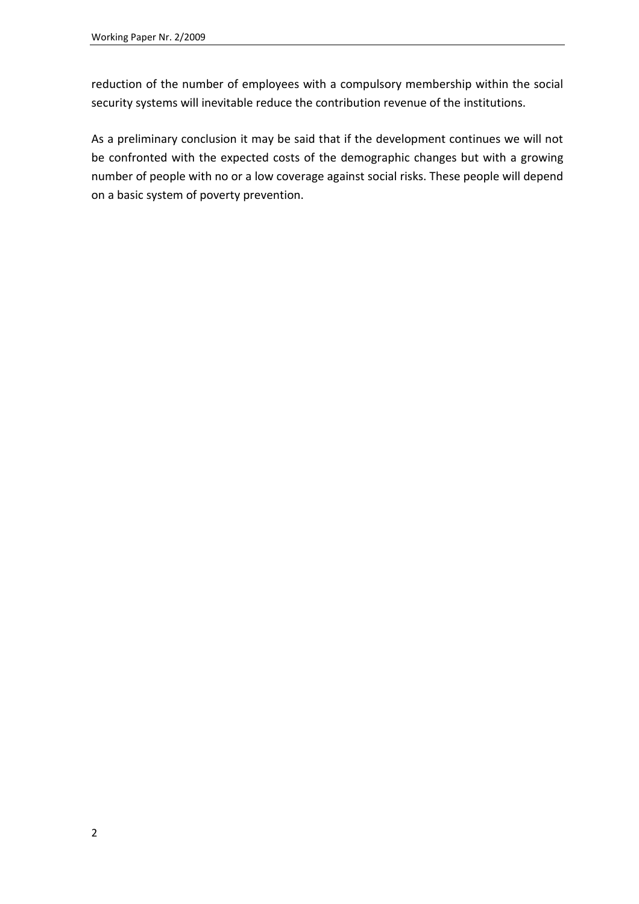reduction of the number of employees with a compulsory membership within the social security systems will inevitable reduce the contribution revenue of the institutions.

As a preliminary conclusion it may be said that if the development continues we will not be confronted with the expected costs of the demographic changes but with a growing number of people with no or a low coverage against social risks. These people will depend on a basic system of poverty prevention.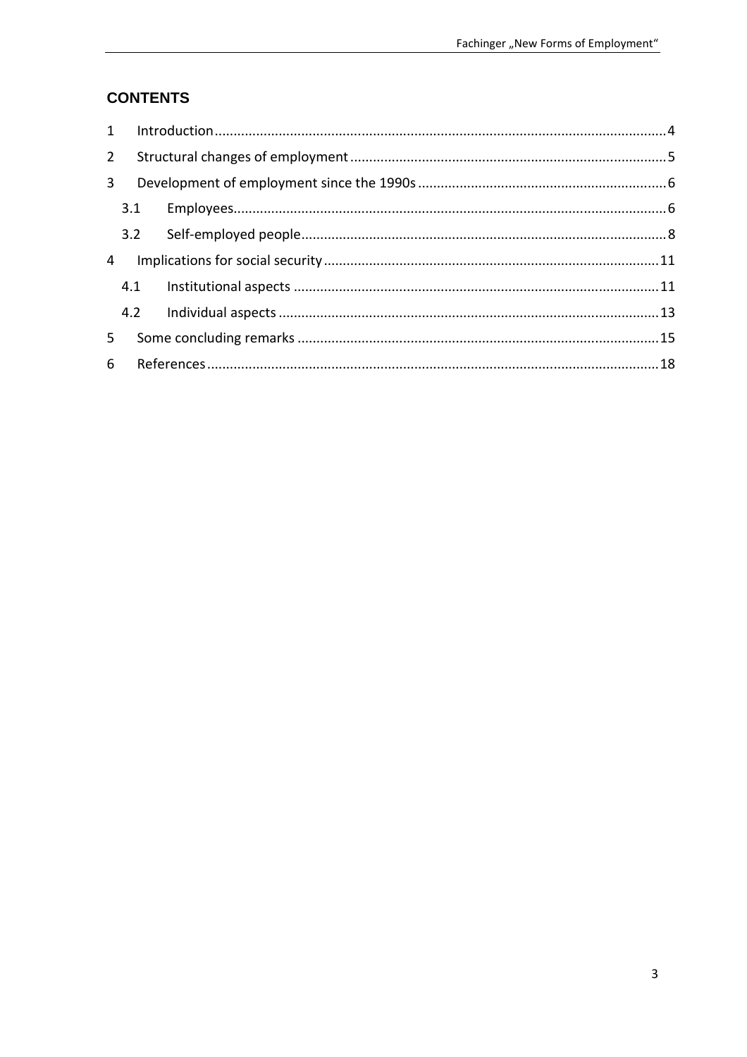## CONTENTS

1 Introduction....................................................................................................................4

2 Structural changes of employment...................................................................................5

3 Development of employment since the 1990s .................................................................6

3.1 Employees..............................................................................................................6

3.2 Self-employed people...............................................................................................8

4 Implications for social security.......................................................................................11

4.1 Institutional aspects ...............................................................................................11

4.2 Individual aspects ..................................................................................................13

5 Some concluding remarks ..............................................................................................15

6 References....................................................................................................................18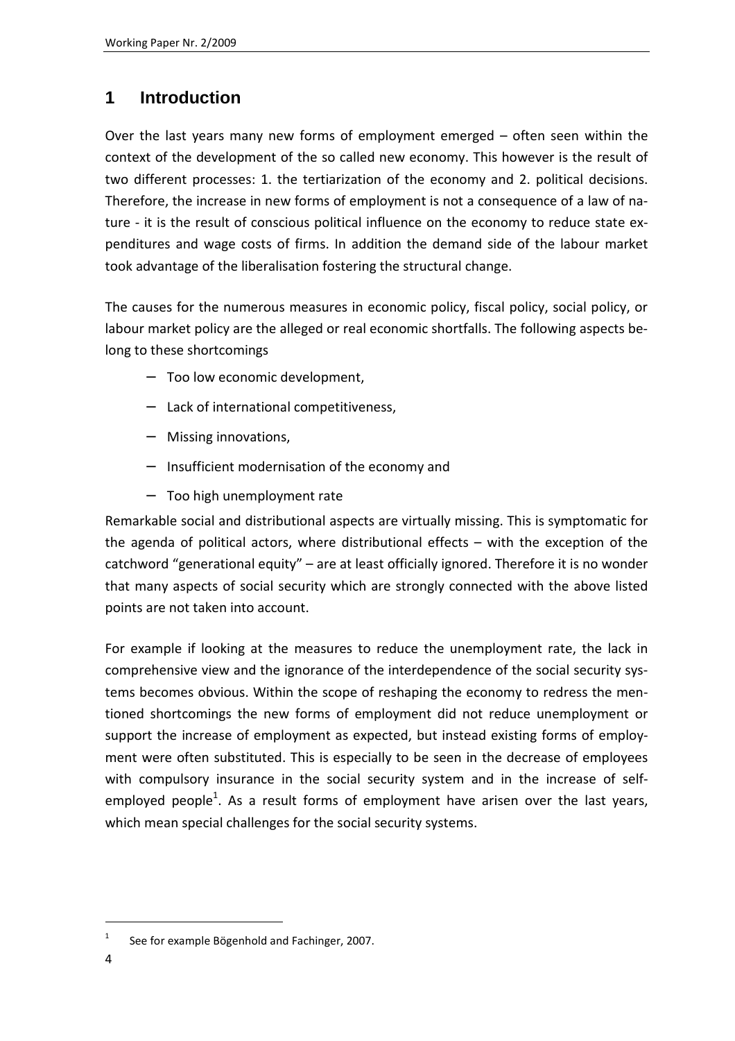# 1 Introduction

Over the last years many new forms of employment emerged – often seen within the context of the development of the so called new economy. This however is the result of two different processes: 1. the tertiarization of the economy and 2. political decisions. Therefore, the increase in new forms of employment is not a consequence of a law of nature - it is the result of conscious political influence on the economy to reduce state expenditures and wage costs of firms. In addition the demand side of the labour market took advantage of the liberalisation fostering the structural change.

The causes for the numerous measures in economic policy, fiscal policy, social policy, or labour market policy are the alleged or real economic shortfalls. The following aspects belong to these shortcomings

- Too low economic development,
- Lack of international competitiveness,
- Missing innovations,
- Insufficient modernisation of the economy and
- Too high unemployment rate

Remarkable social and distributional aspects are virtually missing. This is symptomatic for the agenda of political actors, where distributional effects – with the exception of the catchword "generational equity" – are at least officially ignored. Therefore it is no wonder that many aspects of social security which are strongly connected with the above listed points are not taken into account.

For example if looking at the measures to reduce the unemployment rate, the lack in comprehensive view and the ignorance of the interdependence of the social security systems becomes obvious. Within the scope of reshaping the economy to redress the mentioned shortcomings the new forms of employment did not reduce unemployment or support the increase of employment as expected, but instead existing forms of employment were often substituted. This is especially to be seen in the decrease of employees with compulsory insurance in the social security system and in the increase of self-employed people[1]. As a result forms of employment have arisen over the last years, which mean special challenges for the social security systems.

[1] See for example Bögenhold and Fachinger, 2007.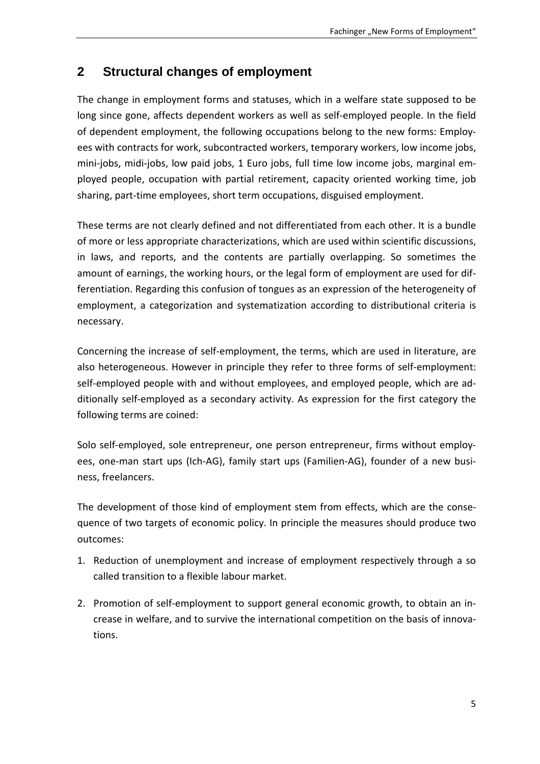## 2 Structural changes of employment

The change in employment forms and statuses, which in a welfare state supposed to be long since gone, affects dependent workers as well as self-employed people. In the field of dependent employment, the following occupations belong to the new forms: Employees with contracts for work, subcontracted workers, temporary workers, low income jobs, mini-jobs, midi-jobs, low paid jobs, 1 Euro jobs, full time low income jobs, marginal employed people, occupation with partial retirement, capacity oriented working time, job sharing, part-time employees, short term occupations, disguised employment.

These terms are not clearly defined and not differentiated from each other. It is a bundle of more or less appropriate characterizations, which are used within scientific discussions, in laws, and reports, and the contents are partially overlapping. So sometimes the amount of earnings, the working hours, or the legal form of employment are used for differentiation. Regarding this confusion of tongues as an expression of the heterogeneity of employment, a categorization and systematization according to distributional criteria is necessary.

Concerning the increase of self-employment, the terms, which are used in literature, are also heterogeneous. However in principle they refer to three forms of self-employment: self-employed people with and without employees, and employed people, which are additionally self-employed as a secondary activity. As expression for the first category the following terms are coined:

Solo self-employed, sole entrepreneur, one person entrepreneur, firms without employees, one-man start ups (Ich-AG), family start ups (Familien-AG), founder of a new business, freelancers.

The development of those kind of employment stem from effects, which are the consequence of two targets of economic policy. In principle the measures should produce two outcomes:

1. Reduction of unemployment and increase of employment respectively through a so called transition to a flexible labour market.
2. Promotion of self-employment to support general economic growth, to obtain an increase in welfare, and to survive the international competition on the basis of innovations.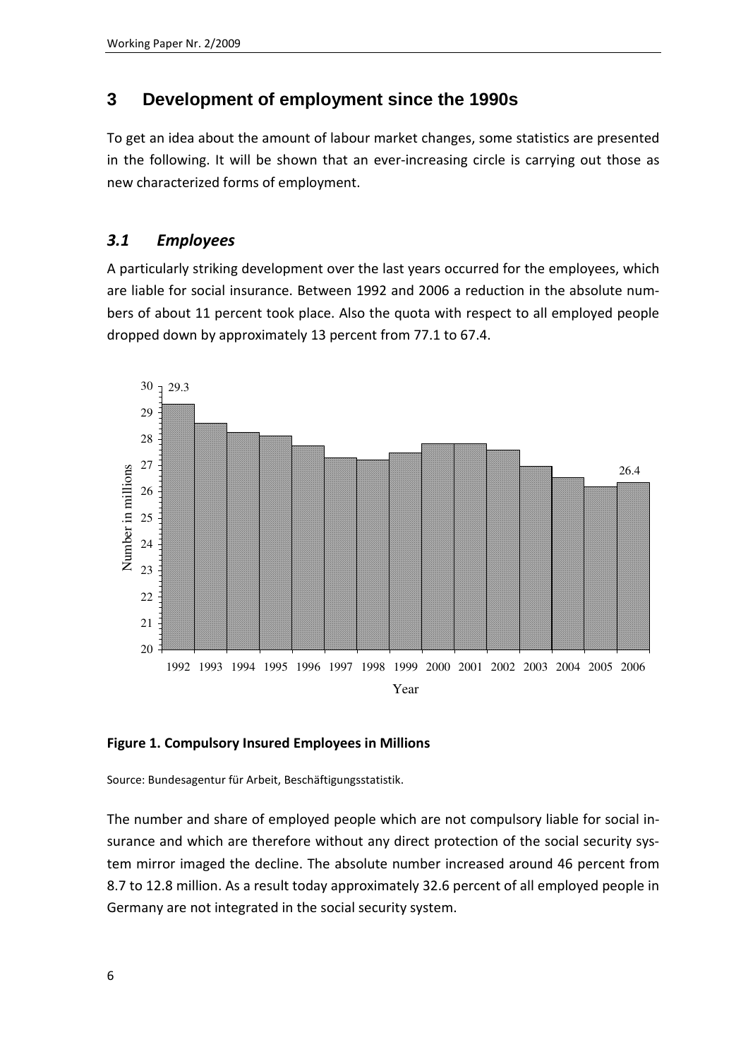# 3 Development of employment since the 1990s

To get an idea about the amount of labour market changes, some statistics are presented in the following. It will be shown that an ever-increasing circle is carrying out those as new characterized forms of employment.

## *3.1 Employees*

A particularly striking development over the last years occurred for the employees, which are liable for social insurance. Between 1992 and 2006 a reduction in the absolute numbers of about 11 percent took place. Also the quota with respect to all employed people dropped down by approximately 13 percent from 77.1 to 67.4.

**Figure 1. Compulsory Insured Employees in Millions**

Source: Bundesagentur für Arbeit, Beschäftigungsstatistik.

The number and share of employed people which are not compulsory liable for social insurance and which are therefore without any direct protection of the social security system mirror imaged the decline. The absolute number increased around 46 percent from 8.7 to 12.8 million. As a result today approximately 32.6 percent of all employed people in Germany are not integrated in the social security system.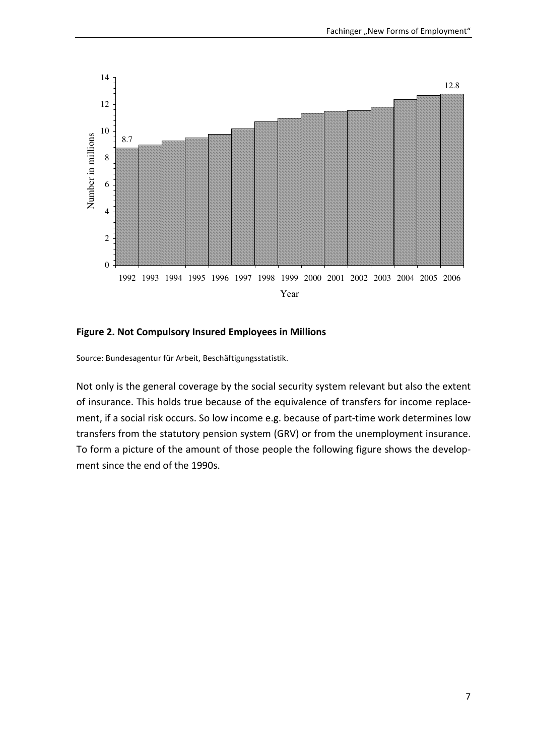**Figure 2. Not Compulsory Insured Employees in Millions**

Source: Bundesagentur für Arbeit, Beschäftigungsstatistik.

Not only is the general coverage by the social security system relevant but also the extent of insurance. This holds true because of the equivalence of transfers for income replacement, if a social risk occurs. So low income e.g. because of part-time work determines low transfers from the statutory pension system (GRV) or from the unemployment insurance. To form a picture of the amount of those people the following figure shows the development since the end of the 1990s.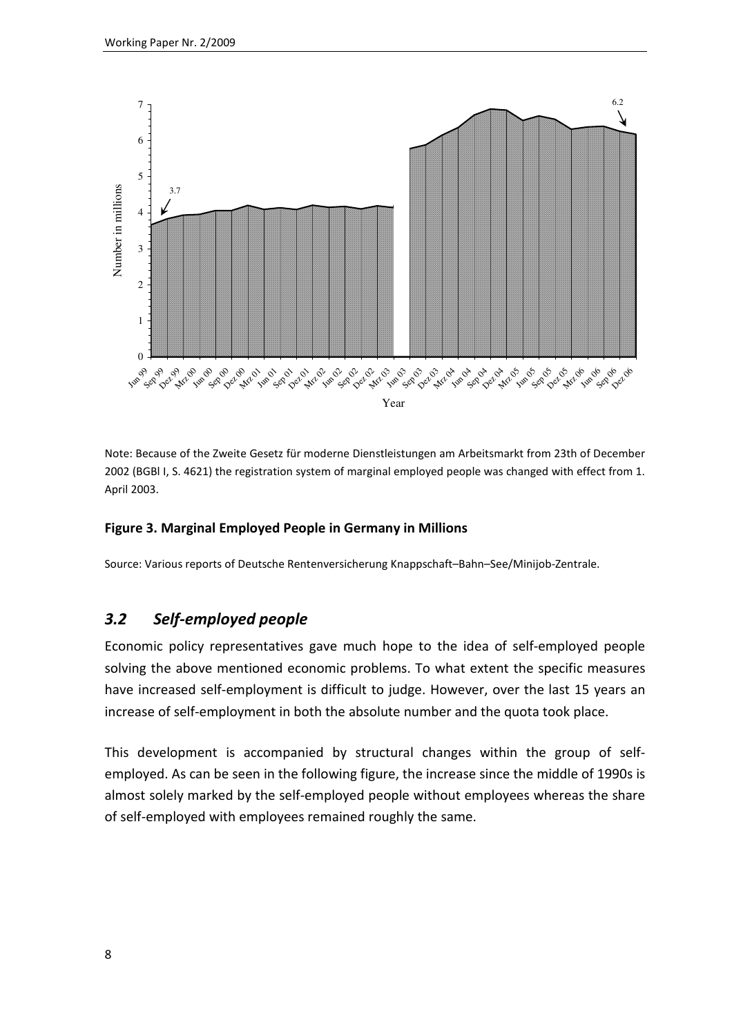Note: Because of the Zweite Gesetz für moderne Dienstleistungen am Arbeitsmarkt from 23th of December 2002 (BGBl I, S. 4621) the registration system of marginal employed people was changed with effect from 1. April 2003.

**Figure 3. Marginal Employed People in Germany in Millions**

Source: Various reports of Deutsche Rentenversicherung Knappschaft–Bahn–See/Minijob-Zentrale.

## *3.2 Self-employed people*

Economic policy representatives gave much hope to the idea of self-employed people solving the above mentioned economic problems. To what extent the specific measures have increased self-employment is difficult to judge. However, over the last 15 years an increase of self-employment in both the absolute number and the quota took place.

This development is accompanied by structural changes within the group of self-employed. As can be seen in the following figure, the increase since the middle of 1990s is almost solely marked by the self-employed people without employees whereas the share of self-employed with employees remained roughly the same.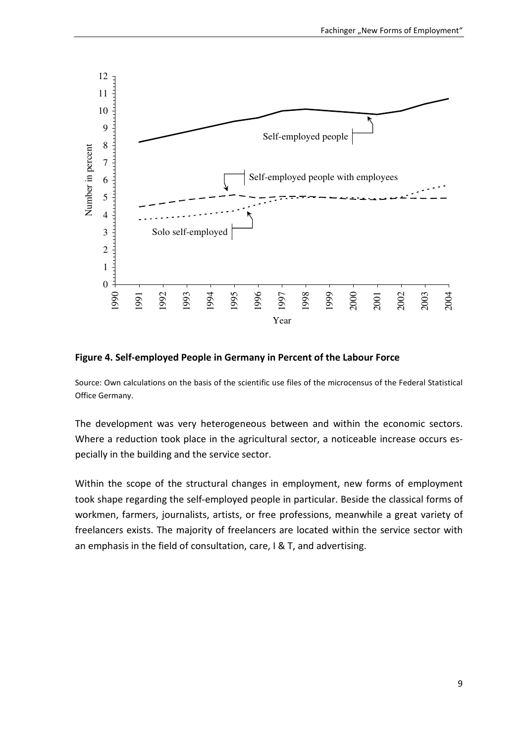**Figure 4. Self-employed People in Germany in Percent of the Labour Force**

Source: Own calculations on the basis of the scientific use files of the microcensus of the Federal Statistical Office Germany.

The development was very heterogeneous between and within the economic sectors. Where a reduction took place in the agricultural sector, a noticeable increase occurs especially in the building and the service sector.

Within the scope of the structural changes in employment, new forms of employment took shape regarding the self-employed people in particular. Beside the classical forms of workmen, farmers, journalists, artists, or free professions, meanwhile a great variety of freelancers exists. The majority of freelancers are located within the service sector with an emphasis in the field of consultation, care, I & T, and advertising.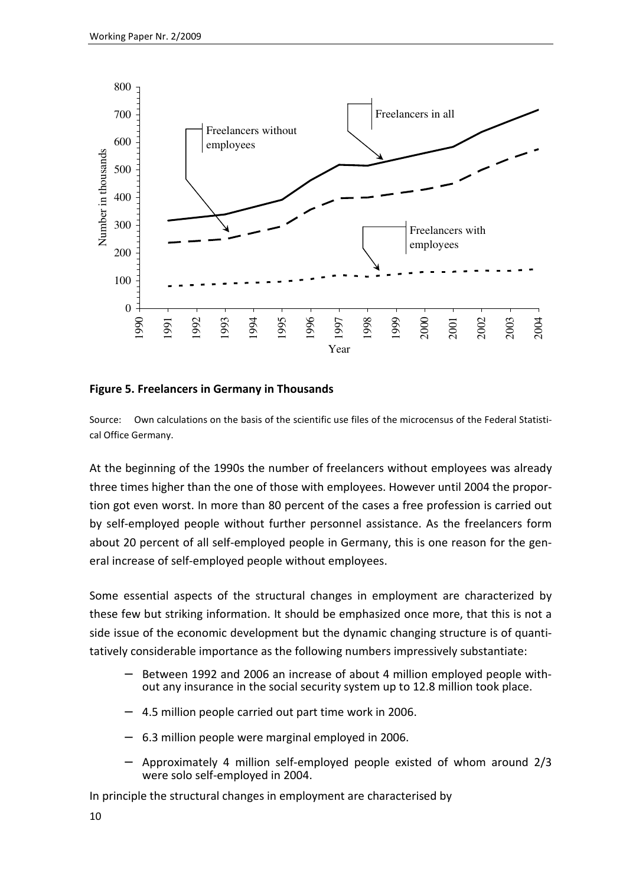**Figure 5. Freelancers in Germany in Thousands**

Source: Own calculations on the basis of the scientific use files of the microcensus of the Federal Statistical Office Germany.

At the beginning of the 1990s the number of freelancers without employees was already three times higher than the one of those with employees. However until 2004 the proportion got even worst. In more than 80 percent of the cases a free profession is carried out by self-employed people without further personnel assistance. As the freelancers form about 20 percent of all self-employed people in Germany, this is one reason for the general increase of self-employed people without employees.

Some essential aspects of the structural changes in employment are characterized by these few but striking information. It should be emphasized once more, that this is not a side issue of the economic development but the dynamic changing structure is of quantitatively considerable importance as the following numbers impressively substantiate:

- Between 1992 and 2006 an increase of about 4 million employed people without any insurance in the social security system up to 12.8 million took place.
- 4.5 million people carried out part time work in 2006.
- 6.3 million people were marginal employed in 2006.
- Approximately 4 million self-employed people existed of whom around 2/3 were solo self-employed in 2004.

In principle the structural changes in employment are characterised by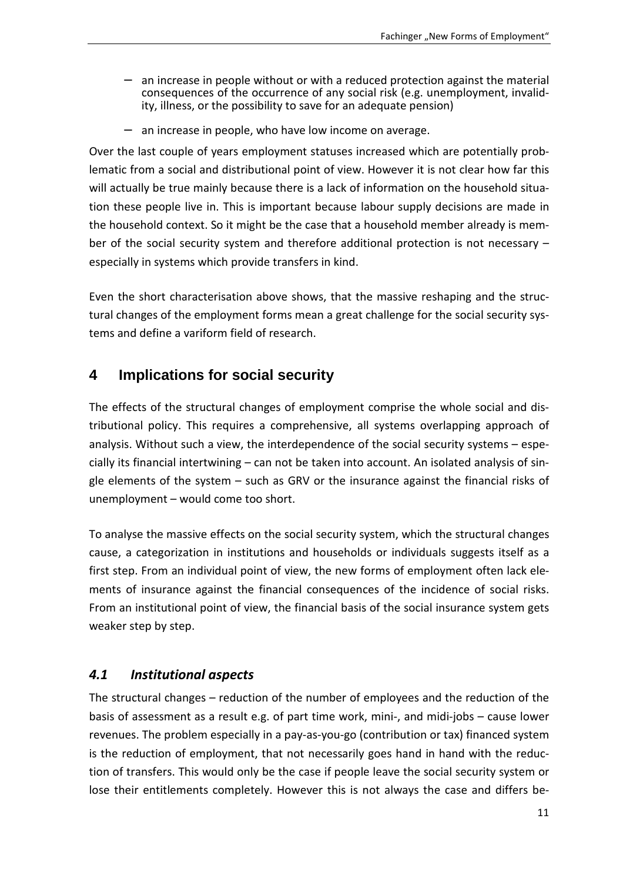- an increase in people without or with a reduced protection against the material consequences of the occurrence of any social risk (e.g. unemployment, invalidity, illness, or the possibility to save for an adequate pension)
- an increase in people, who have low income on average.

Over the last couple of years employment statuses increased which are potentially problematic from a social and distributional point of view. However it is not clear how far this will actually be true mainly because there is a lack of information on the household situation these people live in. This is important because labour supply decisions are made in the household context. So it might be the case that a household member already is member of the social security system and therefore additional protection is not necessary – especially in systems which provide transfers in kind.

Even the short characterisation above shows, that the massive reshaping and the structural changes of the employment forms mean a great challenge for the social security systems and define a variform field of research.

## 4 Implications for social security

The effects of the structural changes of employment comprise the whole social and distributional policy. This requires a comprehensive, all systems overlapping approach of analysis. Without such a view, the interdependence of the social security systems – especially its financial intertwining – can not be taken into account. An isolated analysis of single elements of the system – such as GRV or the insurance against the financial risks of unemployment – would come too short.

To analyse the massive effects on the social security system, which the structural changes cause, a categorization in institutions and households or individuals suggests itself as a first step. From an individual point of view, the new forms of employment often lack elements of insurance against the financial consequences of the incidence of social risks. From an institutional point of view, the financial basis of the social insurance system gets weaker step by step.

### *4.1 Institutional aspects*

The structural changes – reduction of the number of employees and the reduction of the basis of assessment as a result e.g. of part time work, mini-, and midi-jobs – cause lower revenues. The problem especially in a pay-as-you-go (contribution or tax) financed system is the reduction of employment, that not necessarily goes hand in hand with the reduction of transfers. This would only be the case if people leave the social security system or lose their entitlements completely. However this is not always the case and differs be-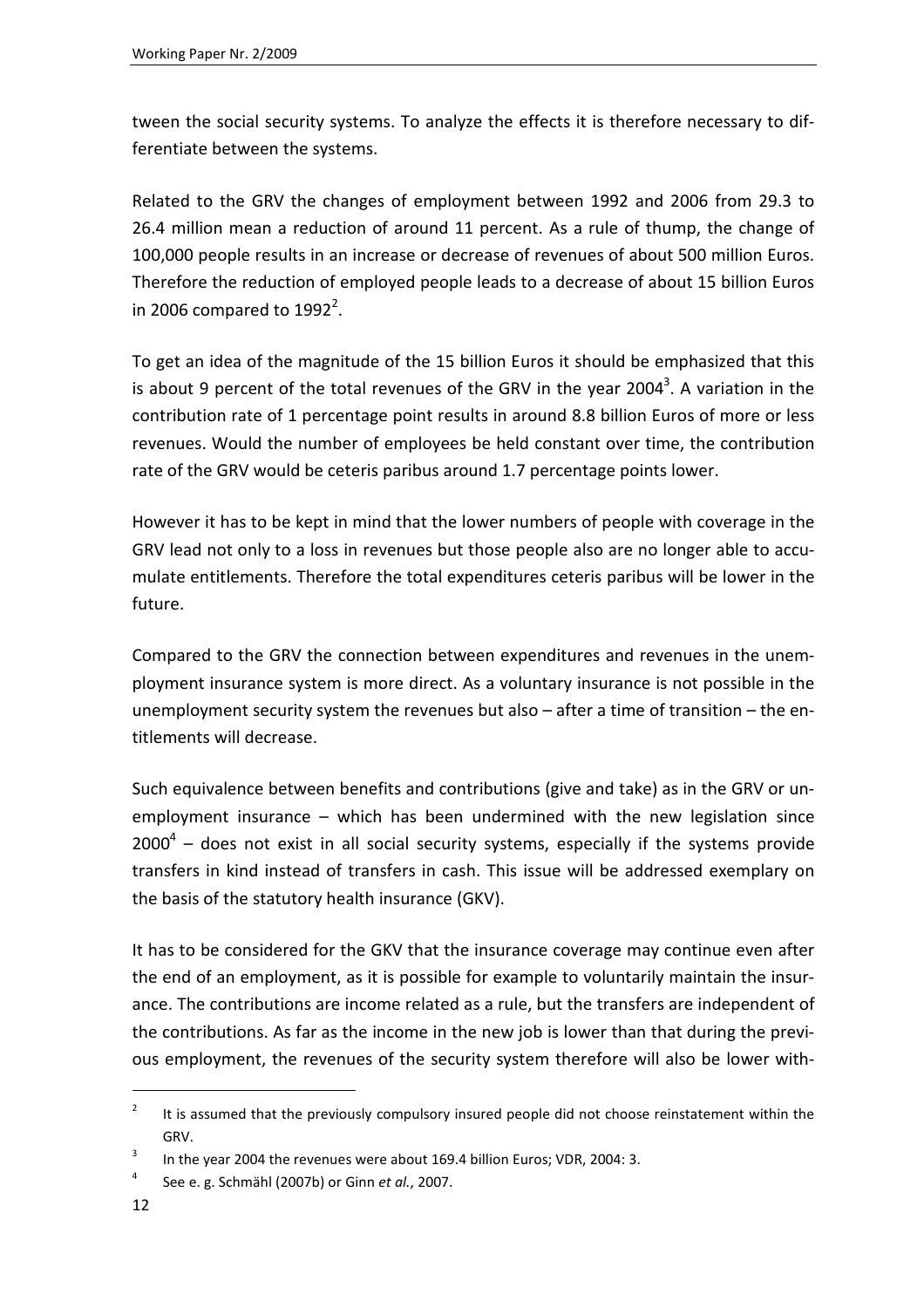tween the social security systems. To analyze the effects it is therefore necessary to differentiate between the systems.

Related to the GRV the changes of employment between 1992 and 2006 from 29.3 to 26.4 million mean a reduction of around 11 percent. As a rule of thump, the change of 100,000 people results in an increase or decrease of revenues of about 500 million Euros. Therefore the reduction of employed people leads to a decrease of about 15 billion Euros in 2006 compared to 1992[2].

To get an idea of the magnitude of the 15 billion Euros it should be emphasized that this is about 9 percent of the total revenues of the GRV in the year 2004[3]. A variation in the contribution rate of 1 percentage point results in around 8.8 billion Euros of more or less revenues. Would the number of employees be held constant over time, the contribution rate of the GRV would be ceteris paribus around 1.7 percentage points lower.

However it has to be kept in mind that the lower numbers of people with coverage in the GRV lead not only to a loss in revenues but those people also are no longer able to accumulate entitlements. Therefore the total expenditures ceteris paribus will be lower in the future.

Compared to the GRV the connection between expenditures and revenues in the unemployment insurance system is more direct. As a voluntary insurance is not possible in the unemployment security system the revenues but also – after a time of transition – the entitlements will decrease.

Such equivalence between benefits and contributions (give and take) as in the GRV or unemployment insurance – which has been undermined with the new legislation since 2000[4] – does not exist in all social security systems, especially if the systems provide transfers in kind instead of transfers in cash. This issue will be addressed exemplary on the basis of the statutory health insurance (GKV).

It has to be considered for the GKV that the insurance coverage may continue even after the end of an employment, as it is possible for example to voluntarily maintain the insurance. The contributions are income related as a rule, but the transfers are independent of the contributions. As far as the income in the new job is lower than that during the previous employment, the revenues of the security system therefore will also be lower with-

---

[2] It is assumed that the previously compulsory insured people did not choose reinstatement within the GRV.

[3] In the year 2004 the revenues were about 169.4 billion Euros; VDR, 2004: 3.

[4] See e. g. Schmähl (2007b) or Ginn *et al.*, 2007.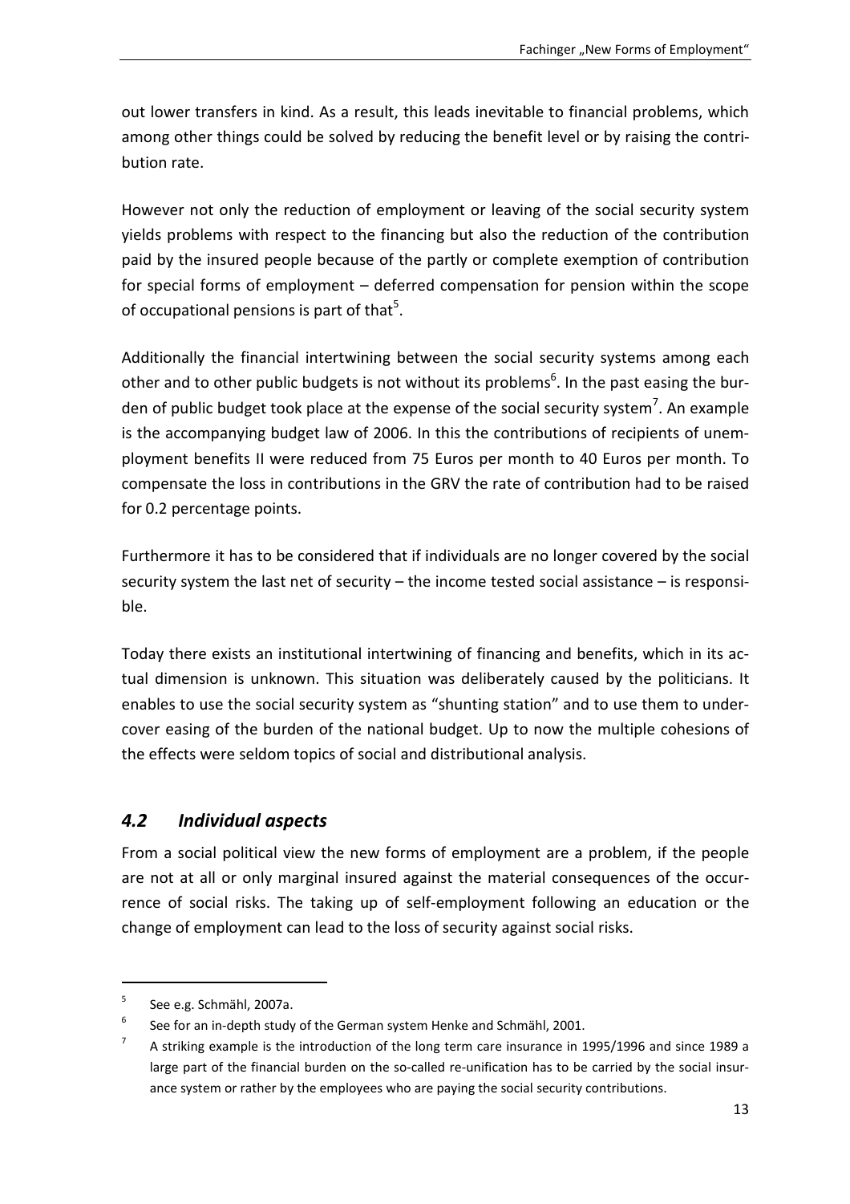out lower transfers in kind. As a result, this leads inevitable to financial problems, which among other things could be solved by reducing the benefit level or by raising the contribution rate.

However not only the reduction of employment or leaving of the social security system yields problems with respect to the financing but also the reduction of the contribution paid by the insured people because of the partly or complete exemption of contribution for special forms of employment – deferred compensation for pension within the scope of occupational pensions is part of that[5].

Additionally the financial intertwining between the social security systems among each other and to other public budgets is not without its problems[6]. In the past easing the burden of public budget took place at the expense of the social security system[7]. An example is the accompanying budget law of 2006. In this the contributions of recipients of unemployment benefits II were reduced from 75 Euros per month to 40 Euros per month. To compensate the loss in contributions in the GRV the rate of contribution had to be raised for 0.2 percentage points.

Furthermore it has to be considered that if individuals are no longer covered by the social security system the last net of security – the income tested social assistance – is responsible.

Today there exists an institutional intertwining of financing and benefits, which in its actual dimension is unknown. This situation was deliberately caused by the politicians. It enables to use the social security system as "shunting station" and to use them to undercover easing of the burden of the national budget. Up to now the multiple cohesions of the effects were seldom topics of social and distributional analysis.

## *4.2 Individual aspects*

From a social political view the new forms of employment are a problem, if the people are not at all or only marginal insured against the material consequences of the occurrence of social risks. The taking up of self-employment following an education or the change of employment can lead to the loss of security against social risks.

---

[5] See e.g. Schmähl, 2007a.

[6] See for an in-depth study of the German system Henke and Schmähl, 2001.

[7] A striking example is the introduction of the long term care insurance in 1995/1996 and since 1989 a large part of the financial burden on the so-called re-unification has to be carried by the social insurance system or rather by the employees who are paying the social security contributions.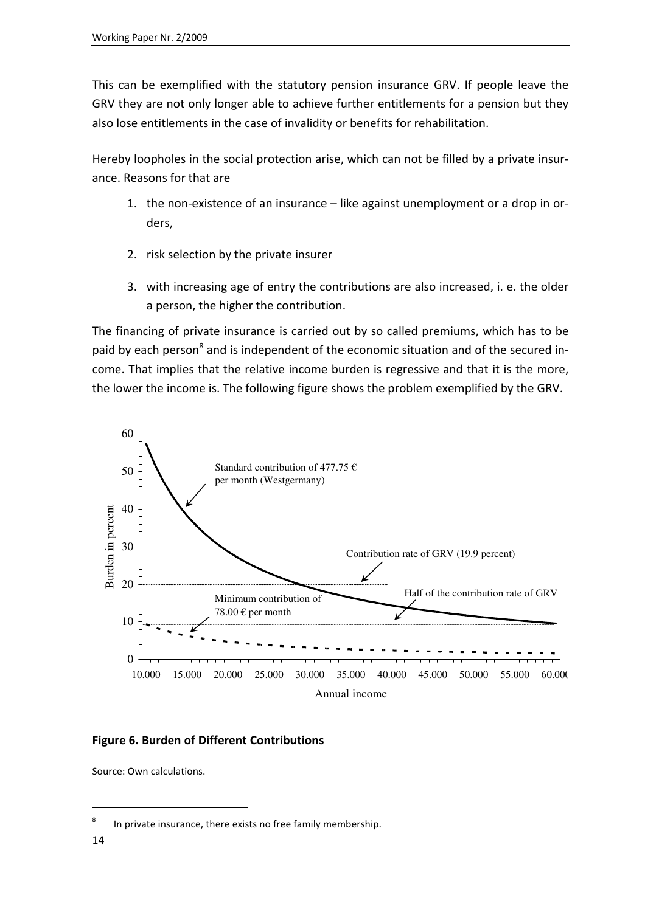This can be exemplified with the statutory pension insurance GRV. If people leave the GRV they are not only longer able to achieve further entitlements for a pension but they also lose entitlements in the case of invalidity or benefits for rehabilitation.

Hereby loopholes in the social protection arise, which can not be filled by a private insurance. Reasons for that are

1. the non-existence of an insurance – like against unemployment or a drop in orders,
2. risk selection by the private insurer
3. with increasing age of entry the contributions are also increased, i. e. the older a person, the higher the contribution.

The financing of private insurance is carried out by so called premiums, which has to be paid by each person[8] and is independent of the economic situation and of the secured income. That implies that the relative income burden is regressive and that it is the more, the lower the income is. The following figure shows the problem exemplified by the GRV.

**Figure 6. Burden of Different Contributions**

Source: Own calculations.

[8] In private insurance, there exists no free family membership.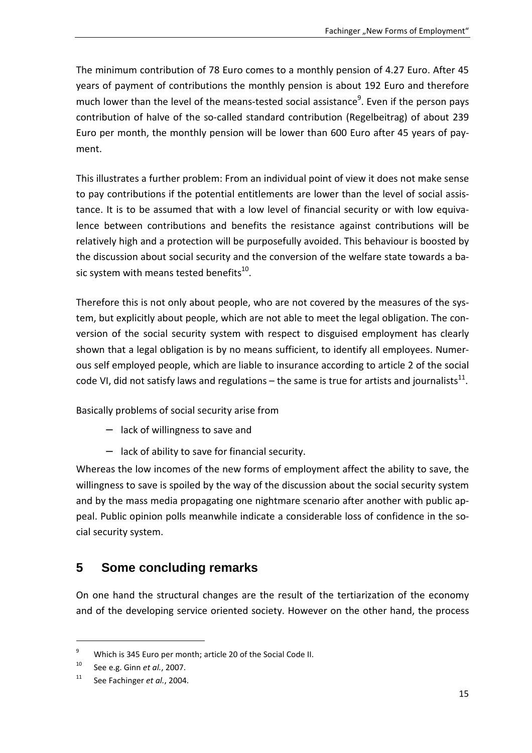The minimum contribution of 78 Euro comes to a monthly pension of 4.27 Euro. After 45 years of payment of contributions the monthly pension is about 192 Euro and therefore much lower than the level of the means-tested social assistance[9]. Even if the person pays contribution of halve of the so-called standard contribution (Regelbeitrag) of about 239 Euro per month, the monthly pension will be lower than 600 Euro after 45 years of payment.

This illustrates a further problem: From an individual point of view it does not make sense to pay contributions if the potential entitlements are lower than the level of social assistance. It is to be assumed that with a low level of financial security or with low equivalence between contributions and benefits the resistance against contributions will be relatively high and a protection will be purposefully avoided. This behaviour is boosted by the discussion about social security and the conversion of the welfare state towards a basic system with means tested benefits[10].

Therefore this is not only about people, who are not covered by the measures of the system, but explicitly about people, which are not able to meet the legal obligation. The conversion of the social security system with respect to disguised employment has clearly shown that a legal obligation is by no means sufficient, to identify all employees. Numerous self employed people, which are liable to insurance according to article 2 of the social code VI, did not satisfy laws and regulations – the same is true for artists and journalists[11].

Basically problems of social security arise from

- lack of willingness to save and
- lack of ability to save for financial security.

Whereas the low incomes of the new forms of employment affect the ability to save, the willingness to save is spoiled by the way of the discussion about the social security system and by the mass media propagating one nightmare scenario after another with public appeal. Public opinion polls meanwhile indicate a considerable loss of confidence in the social security system.

## 5 Some concluding remarks

On one hand the structural changes are the result of the tertiarization of the economy and of the developing service oriented society. However on the other hand, the process

---

[9] Which is 345 Euro per month; article 20 of the Social Code II.

[10] See e.g. Ginn *et al.*, 2007.

[11] See Fachinger *et al.*, 2004.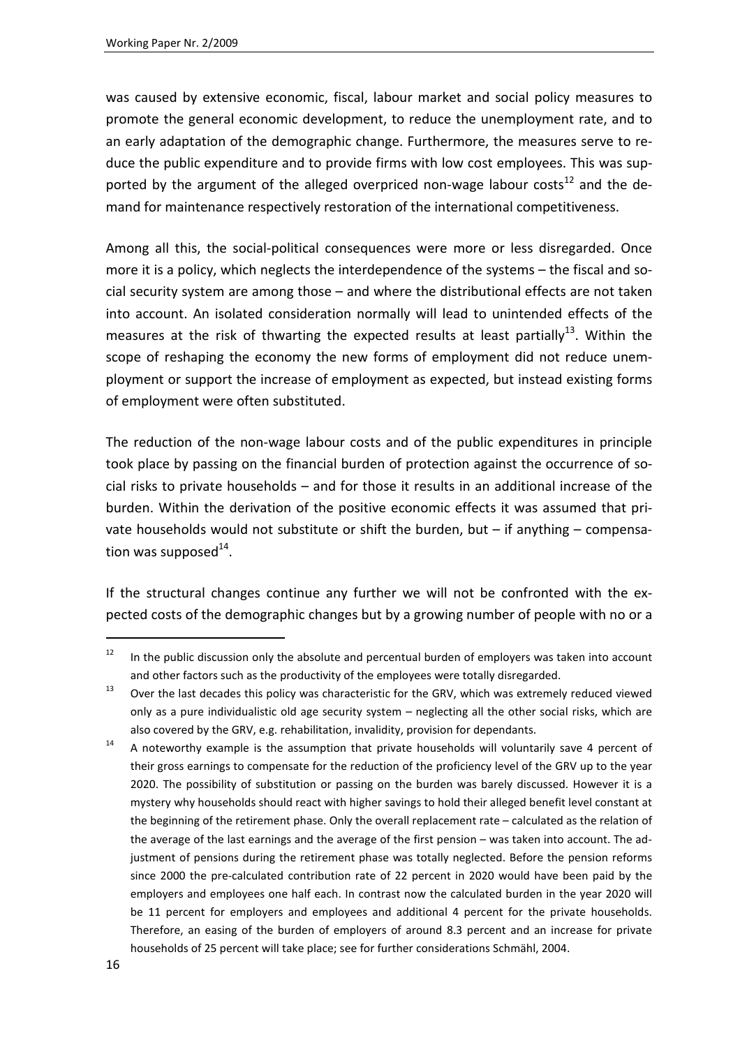was caused by extensive economic, fiscal, labour market and social policy measures to promote the general economic development, to reduce the unemployment rate, and to an early adaptation of the demographic change. Furthermore, the measures serve to reduce the public expenditure and to provide firms with low cost employees. This was supported by the argument of the alleged overpriced non-wage labour costs[12] and the demand for maintenance respectively restoration of the international competitiveness.

Among all this, the social-political consequences were more or less disregarded. Once more it is a policy, which neglects the interdependence of the systems – the fiscal and social security system are among those – and where the distributional effects are not taken into account. An isolated consideration normally will lead to unintended effects of the measures at the risk of thwarting the expected results at least partially[13]. Within the scope of reshaping the economy the new forms of employment did not reduce unemployment or support the increase of employment as expected, but instead existing forms of employment were often substituted.

The reduction of the non-wage labour costs and of the public expenditures in principle took place by passing on the financial burden of protection against the occurrence of social risks to private households – and for those it results in an additional increase of the burden. Within the derivation of the positive economic effects it was assumed that private households would not substitute or shift the burden, but – if anything – compensation was supposed[14].

If the structural changes continue any further we will not be confronted with the expected costs of the demographic changes but by a growing number of people with no or a

---

[12] In the public discussion only the absolute and percentual burden of employers was taken into account and other factors such as the productivity of the employees were totally disregarded.

[13] Over the last decades this policy was characteristic for the GRV, which was extremely reduced viewed only as a pure individualistic old age security system – neglecting all the other social risks, which are also covered by the GRV, e.g. rehabilitation, invalidity, provision for dependants.

[14] A noteworthy example is the assumption that private households will voluntarily save 4 percent of their gross earnings to compensate for the reduction of the proficiency level of the GRV up to the year 2020. The possibility of substitution or passing on the burden was barely discussed. However it is a mystery why households should react with higher savings to hold their alleged benefit level constant at the beginning of the retirement phase. Only the overall replacement rate – calculated as the relation of the average of the last earnings and the average of the first pension – was taken into account. The adjustment of pensions during the retirement phase was totally neglected. Before the pension reforms since 2000 the pre-calculated contribution rate of 22 percent in 2020 would have been paid by the employers and employees one half each. In contrast now the calculated burden in the year 2020 will be 11 percent for employers and employees and additional 4 percent for the private households. Therefore, an easing of the burden of employers of around 8.3 percent and an increase for private households of 25 percent will take place; see for further considerations Schmähl, 2004.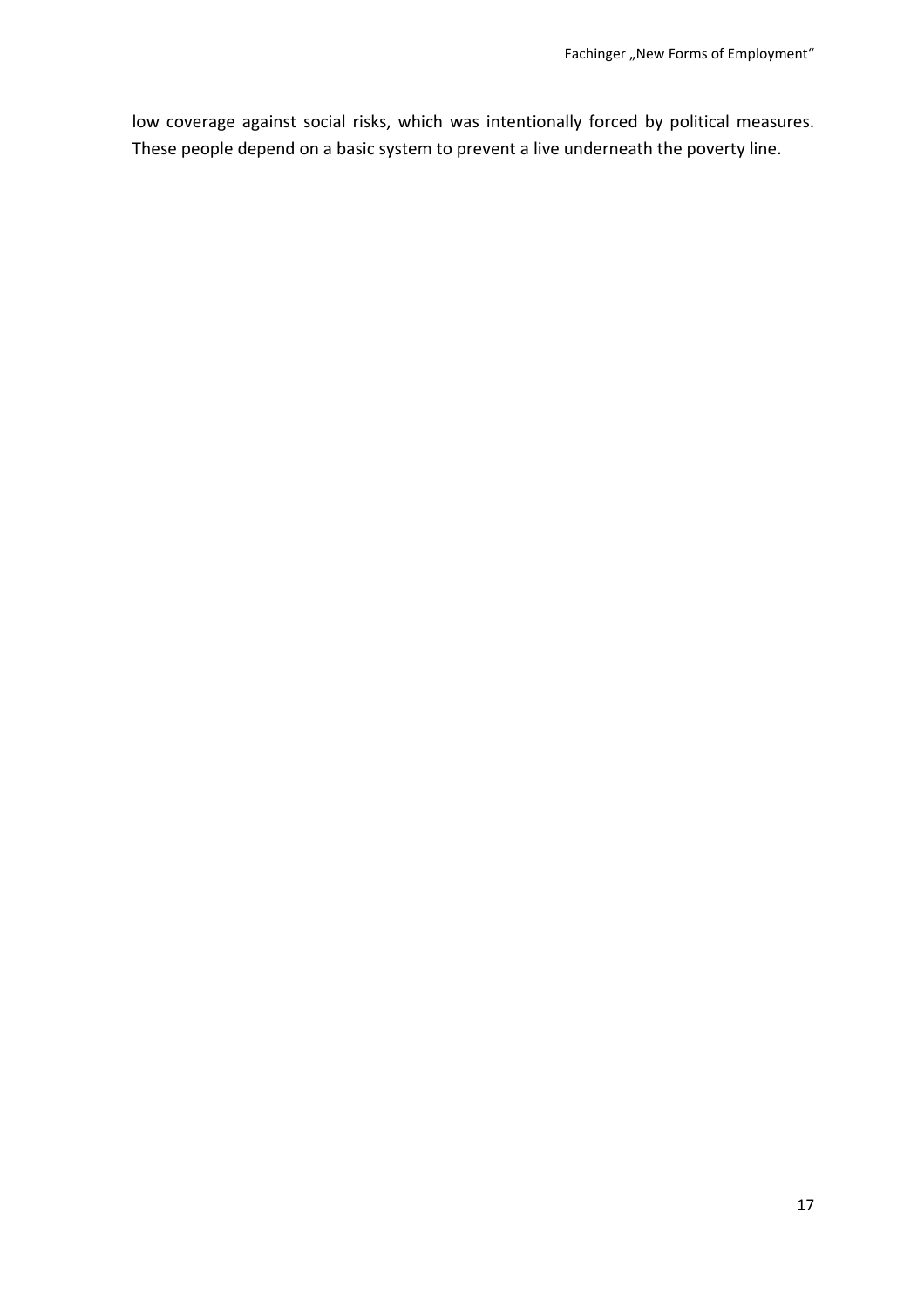low coverage against social risks, which was intentionally forced by political measures. These people depend on a basic system to prevent a live underneath the poverty line.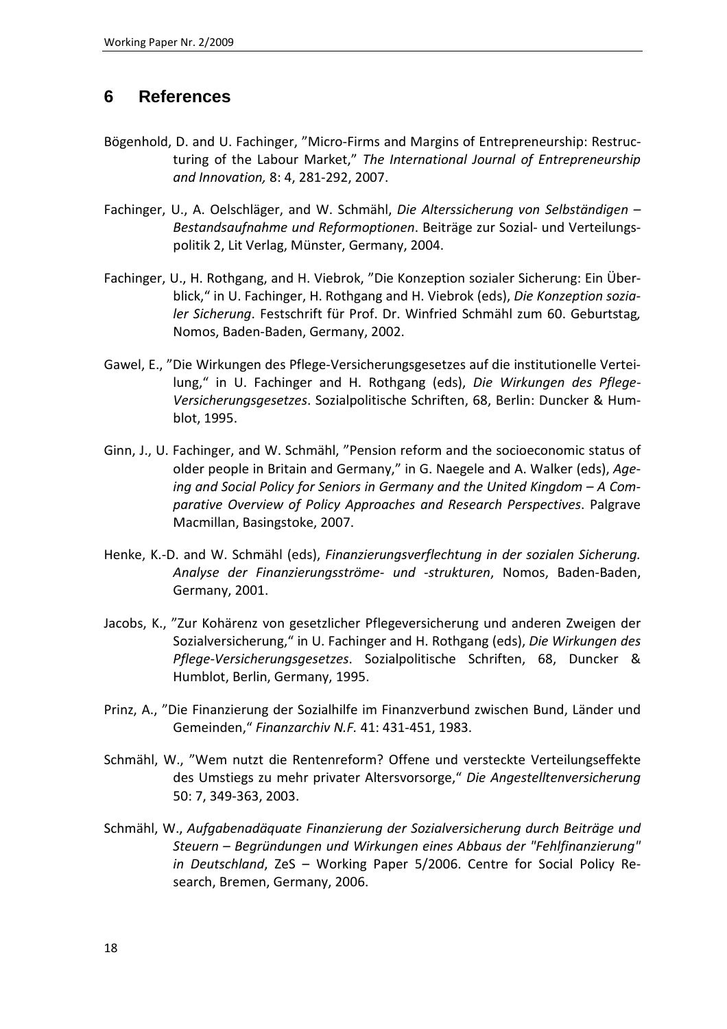# 6 References

Bögenhold, D. and U. Fachinger, ”Micro-Firms and Margins of Entrepreneurship: Restructuring of the Labour Market,” *The International Journal of Entrepreneurship and Innovation,* 8: 4, 281-292, 2007.

Fachinger, U., A. Oelschläger, and W. Schmähl, *Die Alterssicherung von Selbständigen – Bestandsaufnahme und Reformoptionen*. Beiträge zur Sozial- und Verteilungspolitik 2, Lit Verlag, Münster, Germany, 2004.

Fachinger, U., H. Rothgang, and H. Viebrok, ”Die Konzeption sozialer Sicherung: Ein Überblick,“ in U. Fachinger, H. Rothgang and H. Viebrok (eds), *Die Konzeption sozialer Sicherung*. Festschrift für Prof. Dr. Winfried Schmähl zum 60. Geburtstag, Nomos, Baden-Baden, Germany, 2002.

Gawel, E., ”Die Wirkungen des Pflege-Versicherungsgesetzes auf die institutionelle Verteilung,“ in U. Fachinger and H. Rothgang (eds), *Die Wirkungen des Pflege-Versicherungsgesetzes*. Sozialpolitische Schriften, 68, Berlin: Duncker & Humblot, 1995.

Ginn, J., U. Fachinger, and W. Schmähl, ”Pension reform and the socioeconomic status of older people in Britain and Germany,” in G. Naegele and A. Walker (eds), *Ageing and Social Policy for Seniors in Germany and the United Kingdom – A Comparative Overview of Policy Approaches and Research Perspectives*. Palgrave Macmillan, Basingstoke, 2007.

Henke, K.-D. and W. Schmähl (eds), *Finanzierungsverflechtung in der sozialen Sicherung. Analyse der Finanzierungsströme- und -strukturen*, Nomos, Baden-Baden, Germany, 2001.

Jacobs, K., ”Zur Kohärenz von gesetzlicher Pflegeversicherung und anderen Zweigen der Sozialversicherung,“ in U. Fachinger and H. Rothgang (eds), *Die Wirkungen des Pflege-Versicherungsgesetzes*. Sozialpolitische Schriften, 68, Duncker & Humblot, Berlin, Germany, 1995.

Prinz, A., ”Die Finanzierung der Sozialhilfe im Finanzverbund zwischen Bund, Länder und Gemeinden,“ *Finanzarchiv N.F.* 41: 431-451, 1983.

Schmähl, W., ”Wem nutzt die Rentenreform? Offene und versteckte Verteilungseffekte des Umstiegs zu mehr privater Altersvorsorge,“ *Die Angestelltenversicherung* 50: 7, 349-363, 2003.

Schmähl, W., *Aufgabenadäquate Finanzierung der Sozialversicherung durch Beiträge und Steuern – Begründungen und Wirkungen eines Abbaus der "Fehlfinanzierung" in Deutschland*, ZeS – Working Paper 5/2006. Centre for Social Policy Research, Bremen, Germany, 2006.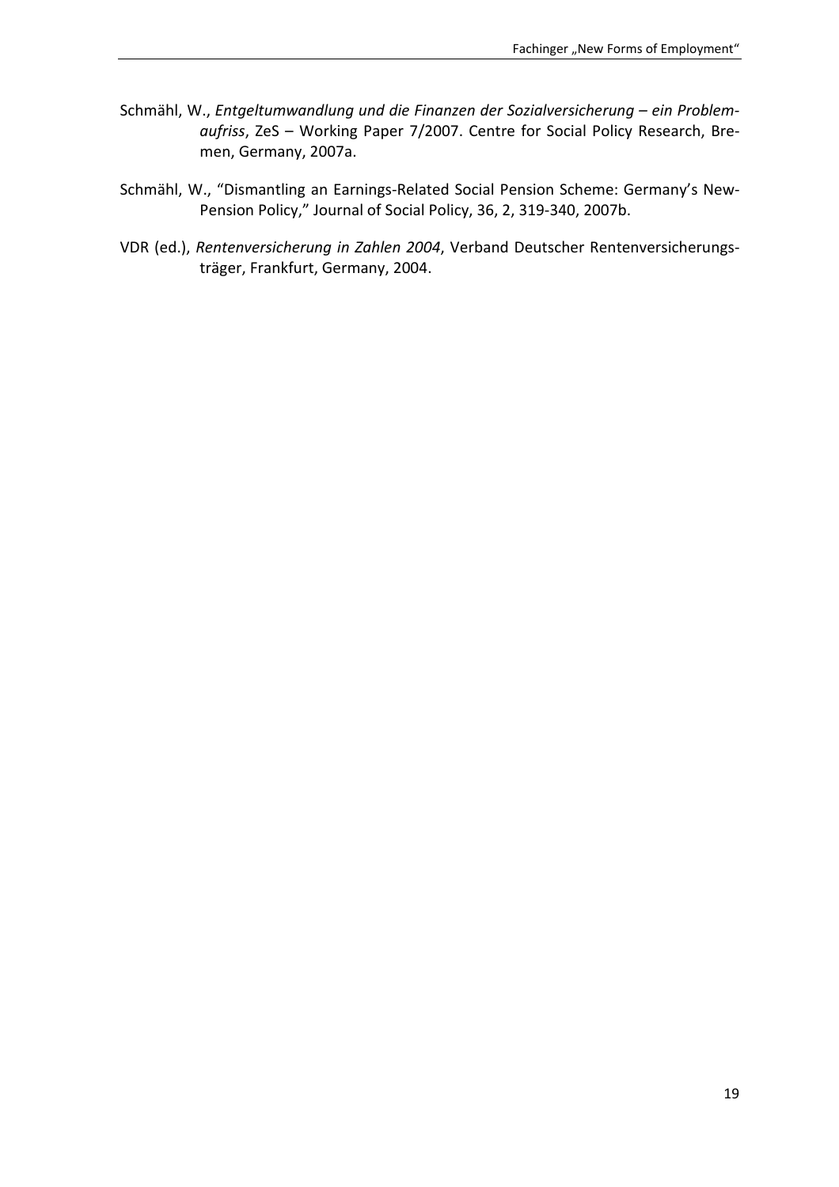Schmähl, W., *Entgeltumwandlung und die Finanzen der Sozialversicherung – ein Problemaufriss*, ZeS – Working Paper 7/2007. Centre for Social Policy Research, Bremen, Germany, 2007a.

Schmähl, W., "Dismantling an Earnings-Related Social Pension Scheme: Germany's New-Pension Policy," Journal of Social Policy, 36, 2, 319-340, 2007b.

VDR (ed.), *Rentenversicherung in Zahlen 2004*, Verband Deutscher Rentenversicherungsträger, Frankfurt, Germany, 2004.